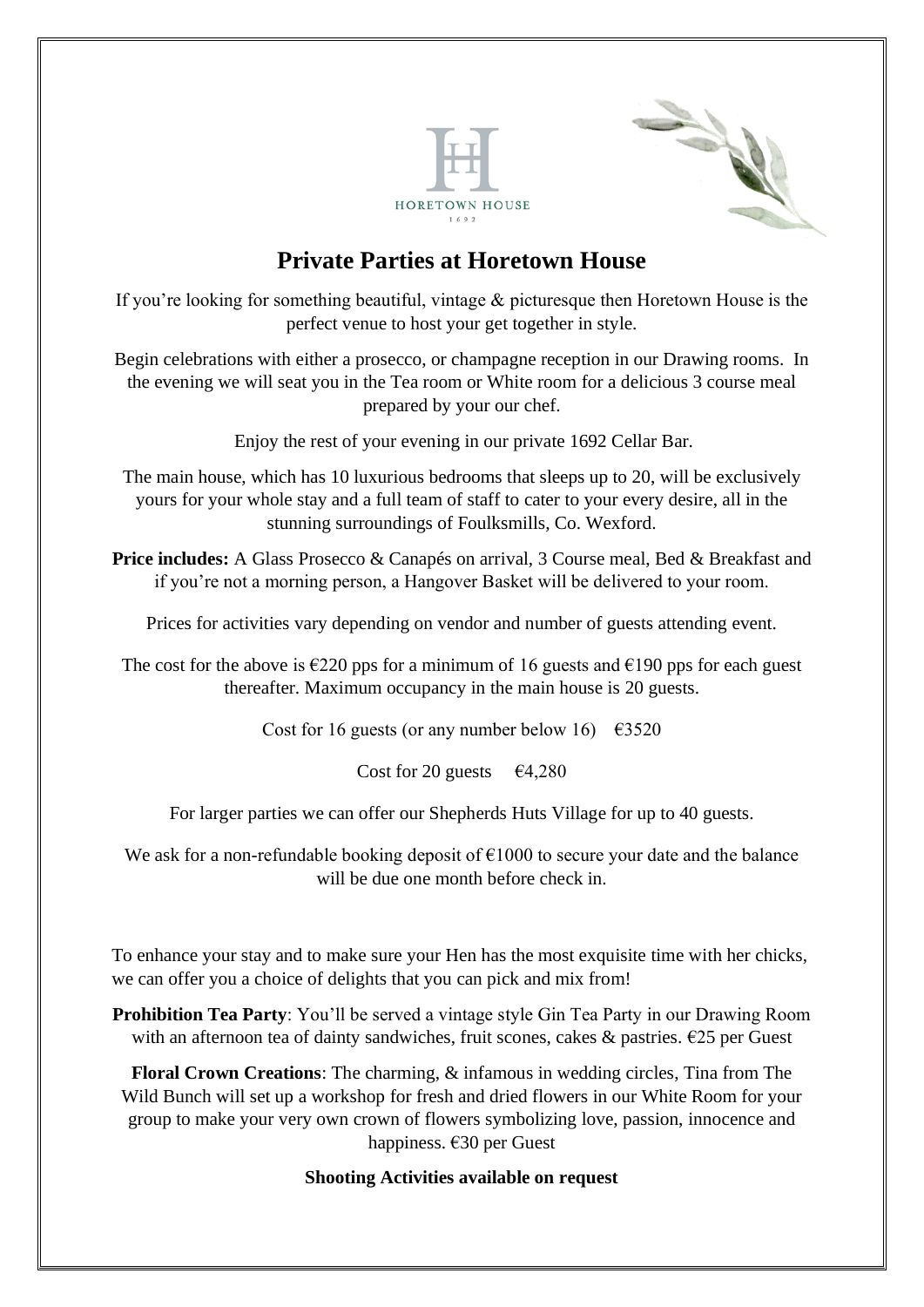# Private Parties at Horetown House

If you're looking for something beautiful, vintage & picturesque then Horetown House is the perfect venue to host your get together in style.

Begin celebrations with either a prosecco, or champagne reception in our Drawing rooms. In the evening we will seat you in the Tea room or White room for a delicious 3 course meal prepared by your our chef.

Enjoy the rest of your evening in our private 1692 Cellar Bar.

The main house, which has 10 luxurious bedrooms that sleeps up to 20, will be exclusively yours for your whole stay and a full team of staff to cater to your every desire, all in the stunning surroundings of Foulksmills, Co. Wexford.

**Price includes:** A Glass Prosecco & Canapés on arrival, 3 Course meal, Bed & Breakfast and if you're not a morning person, a Hangover Basket will be delivered to your room.

Prices for activities vary depending on vendor and number of guests attending event.

The cost for the above is €220 pps for a minimum of 16 guests and €190 pps for each guest thereafter. Maximum occupancy in the main house is 20 guests.

Cost for 16 guests (or any number below 16) €3520

Cost for 20 guests €4,280

For larger parties we can offer our Shepherds Huts Village for up to 40 guests.

We ask for a non-refundable booking deposit of €1000 to secure your date and the balance will be due one month before check in.

To enhance your stay and to make sure your Hen has the most exquisite time with her chicks, we can offer you a choice of delights that you can pick and mix from!

**Prohibition Tea Party**: You'll be served a vintage style Gin Tea Party in our Drawing Room with an afternoon tea of dainty sandwiches, fruit scones, cakes & pastries. €25 per Guest

**Floral Crown Creations**: The charming, & infamous in wedding circles, Tina from The Wild Bunch will set up a workshop for fresh and dried flowers in our White Room for your group to make your very own crown of flowers symbolizing love, passion, innocence and happiness. €30 per Guest

**Shooting Activities available on request**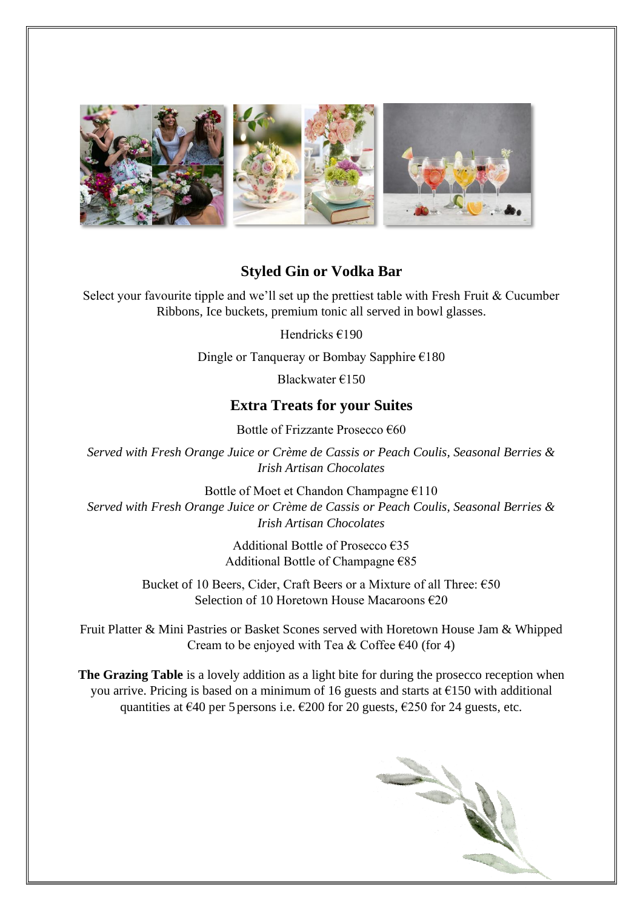## Styled Gin or Vodka Bar

Select your favourite tipple and we'll set up the prettiest table with Fresh Fruit & Cucumber Ribbons, Ice buckets, premium tonic all served in bowl glasses.

Hendricks €190

Dingle or Tanqueray or Bombay Sapphire €180

Blackwater €150

## Extra Treats for your Suites

Bottle of Frizzante Prosecco €60

*Served with Fresh Orange Juice or Crème de Cassis or Peach Coulis, Seasonal Berries & Irish Artisan Chocolates*

Bottle of Moet et Chandon Champagne €110
*Served with Fresh Orange Juice or Crème de Cassis or Peach Coulis, Seasonal Berries & Irish Artisan Chocolates*

Additional Bottle of Prosecco €35
Additional Bottle of Champagne €85

Bucket of 10 Beers, Cider, Craft Beers or a Mixture of all Three: €50
Selection of 10 Horetown House Macaroons €20

Fruit Platter & Mini Pastries or Basket Scones served with Horetown House Jam & Whipped Cream to be enjoyed with Tea & Coffee €40 (for 4)

**The Grazing Table** is a lovely addition as a light bite for during the prosecco reception when you arrive. Pricing is based on a minimum of 16 guests and starts at €150 with additional quantities at €40 per 5 persons i.e. €200 for 20 guests, €250 for 24 guests, etc.